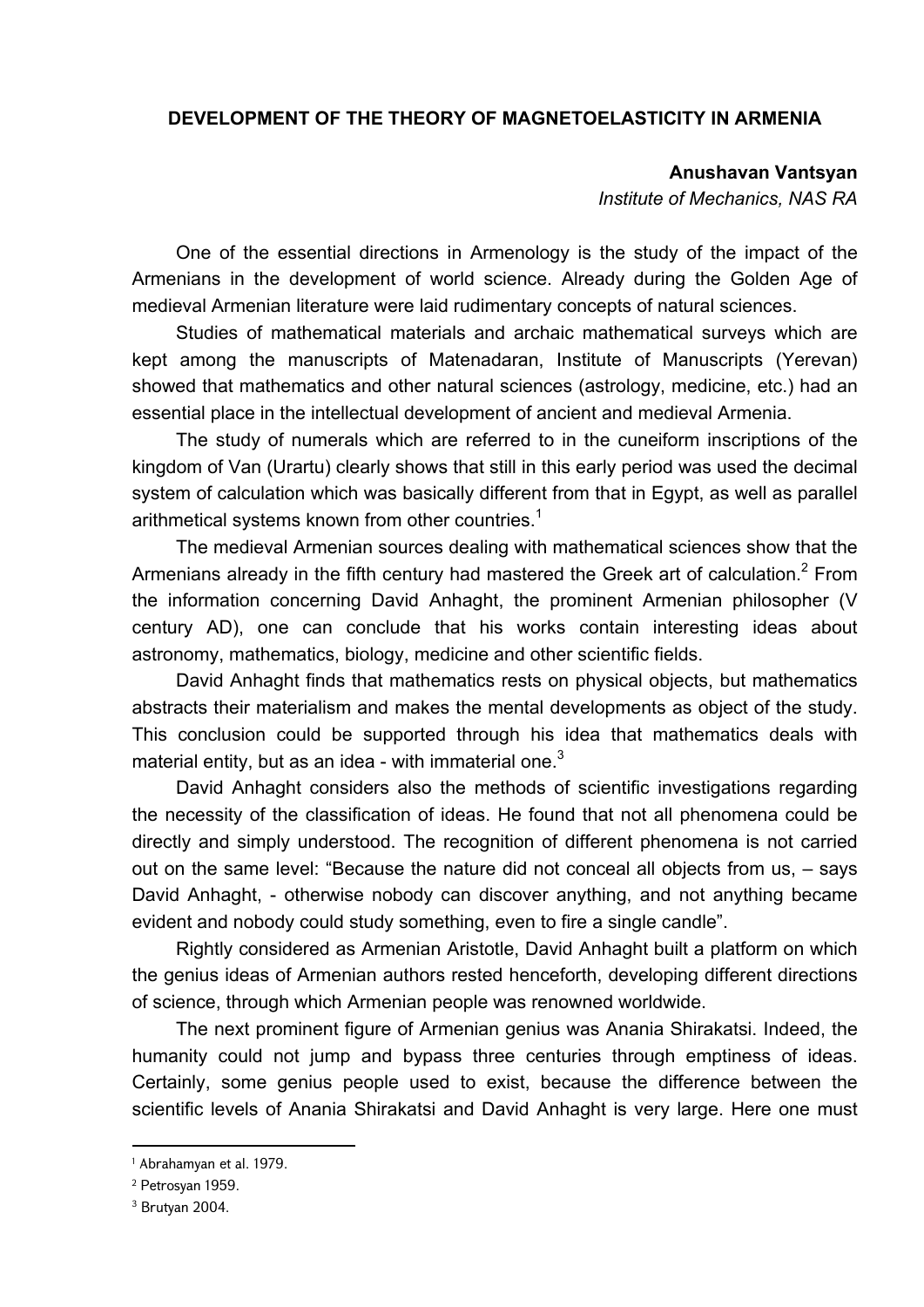# DEVELOPMENT OF THE THEORY OF MAGNETOELASTICITY IN ARMENIA

**Anushavan Vantsyan**

*Institute of Mechanics, NAS RA*

One of the essential directions in Armenology is the study of the impact of the Armenians in the development of world science. Already during the Golden Age of medieval Armenian literature were laid rudimentary concepts of natural sciences.

Studies of mathematical materials and archaic mathematical surveys which are kept among the manuscripts of Matenadaran, Institute of Manuscripts (Yerevan) showed that mathematics and other natural sciences (astrology, medicine, etc.) had an essential place in the intellectual development of ancient and medieval Armenia.

The study of numerals which are referred to in the cuneiform inscriptions of the kingdom of Van (Urartu) clearly shows that still in this early period was used the decimal system of calculation which was basically different from that in Egypt, as well as parallel arithmetical systems known from other countries.[1]

The medieval Armenian sources dealing with mathematical sciences show that the Armenians already in the fifth century had mastered the Greek art of calculation.[2] From the information concerning David Anhaght, the prominent Armenian philosopher (V century AD), one can conclude that his works contain interesting ideas about astronomy, mathematics, biology, medicine and other scientific fields.

David Anhaght finds that mathematics rests on physical objects, but mathematics abstracts their materialism and makes the mental developments as object of the study. This conclusion could be supported through his idea that mathematics deals with material entity, but as an idea - with immaterial one.[3]

David Anhaght considers also the methods of scientific investigations regarding the necessity of the classification of ideas. He found that not all phenomena could be directly and simply understood. The recognition of different phenomena is not carried out on the same level: "Because the nature did not conceal all objects from us, – says David Anhaght, - otherwise nobody can discover anything, and not anything became evident and nobody could study something, even to fire a single candle".

Rightly considered as Armenian Aristotle, David Anhaght built a platform on which the genius ideas of Armenian authors rested henceforth, developing different directions of science, through which Armenian people was renowned worldwide.

The next prominent figure of Armenian genius was Anania Shirakatsi. Indeed, the humanity could not jump and bypass three centuries through emptiness of ideas. Certainly, some genius people used to exist, because the difference between the scientific levels of Anania Shirakatsi and David Anhaght is very large. Here one must

---

[1] Abrahamyan et al. 1979.

[2] Petrosyan 1959.

[3] Brutyan 2004.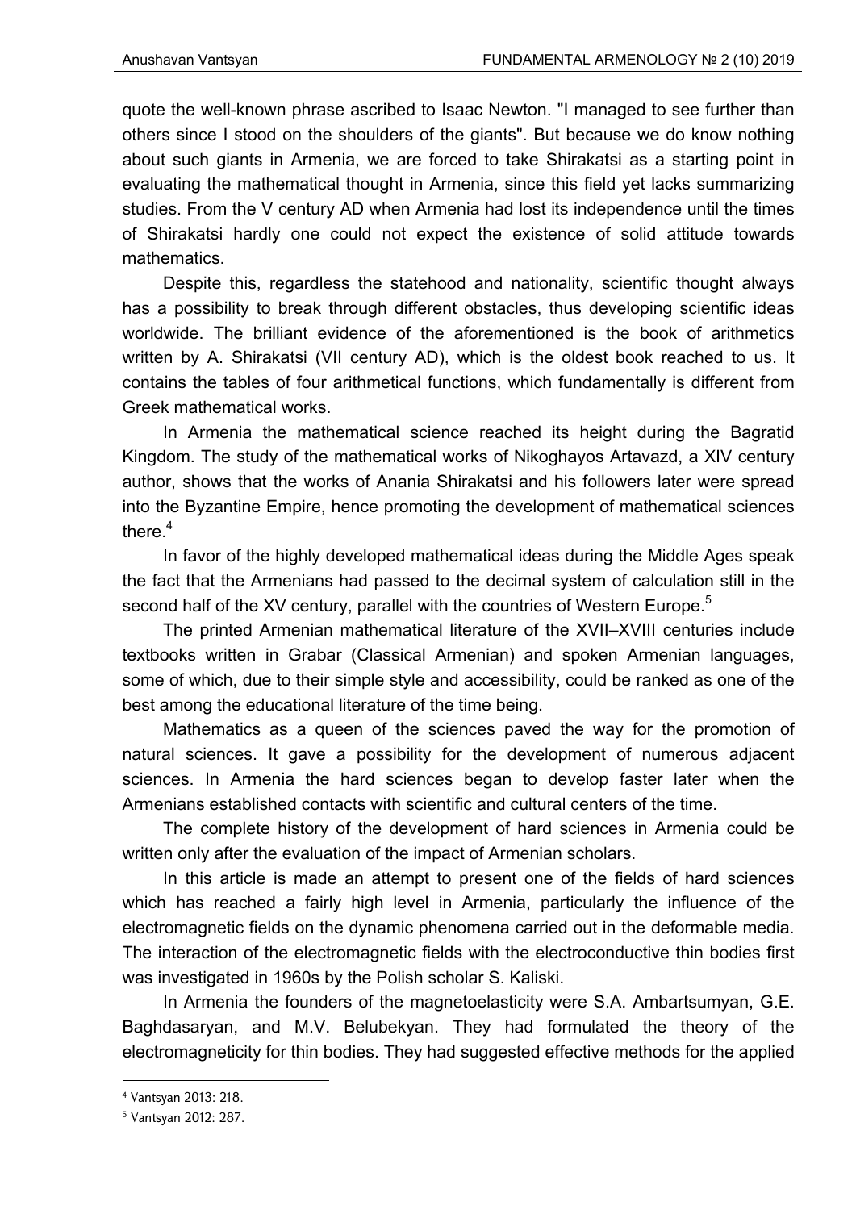quote the well-known phrase ascribed to Isaac Newton. "I managed to see further than others since I stood on the shoulders of the giants". But because we do know nothing about such giants in Armenia, we are forced to take Shirakatsi as a starting point in evaluating the mathematical thought in Armenia, since this field yet lacks summarizing studies. From the V century AD when Armenia had lost its independence until the times of Shirakatsi hardly one could not expect the existence of solid attitude towards mathematics.

Despite this, regardless the statehood and nationality, scientific thought always has a possibility to break through different obstacles, thus developing scientific ideas worldwide. The brilliant evidence of the aforementioned is the book of arithmetics written by A. Shirakatsi (VII century AD), which is the oldest book reached to us. It contains the tables of four arithmetical functions, which fundamentally is different from Greek mathematical works.

In Armenia the mathematical science reached its height during the Bagratid Kingdom. The study of the mathematical works of Nikoghayos Artavazd, a XIV century author, shows that the works of Anania Shirakatsi and his followers later were spread into the Byzantine Empire, hence promoting the development of mathematical sciences there.[4]

In favor of the highly developed mathematical ideas during the Middle Ages speak the fact that the Armenians had passed to the decimal system of calculation still in the second half of the XV century, parallel with the countries of Western Europe.[5]

The printed Armenian mathematical literature of the XVII–XVIII centuries include textbooks written in Grabar (Classical Armenian) and spoken Armenian languages, some of which, due to their simple style and accessibility, could be ranked as one of the best among the educational literature of the time being.

Mathematics as a queen of the sciences paved the way for the promotion of natural sciences. It gave a possibility for the development of numerous adjacent sciences. In Armenia the hard sciences began to develop faster later when the Armenians established contacts with scientific and cultural centers of the time.

The complete history of the development of hard sciences in Armenia could be written only after the evaluation of the impact of Armenian scholars.

In this article is made an attempt to present one of the fields of hard sciences which has reached a fairly high level in Armenia, particularly the influence of the electromagnetic fields on the dynamic phenomena carried out in the deformable media. The interaction of the electromagnetic fields with the electroconductive thin bodies first was investigated in 1960s by the Polish scholar S. Kaliski.

In Armenia the founders of the magnetoelasticity were S.A. Ambartsumyan, G.E. Baghdasaryan, and M.V. Belubekyan. They had formulated the theory of the electromagneticity for thin bodies. They had suggested effective methods for the applied

---

[4] Vantsyan 2013: 218.

[5] Vantsyan 2012: 287.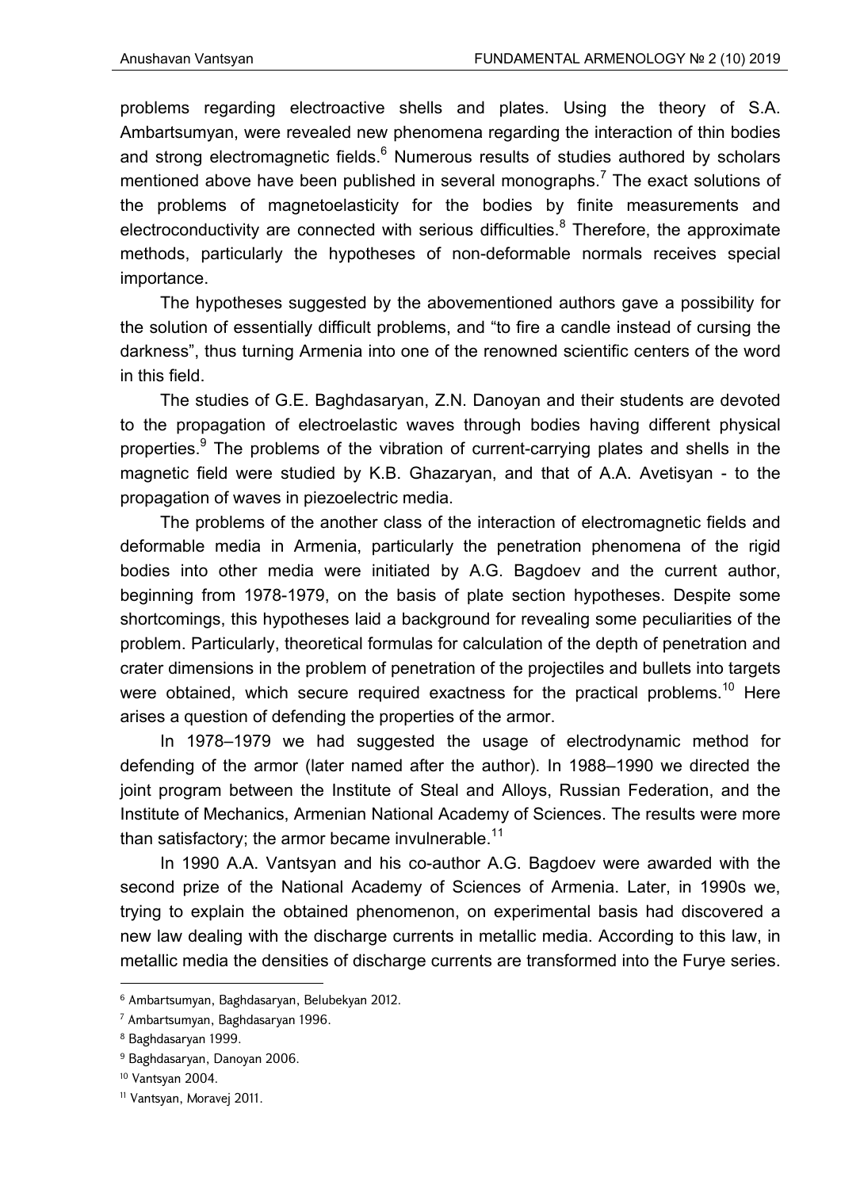problems regarding electroactive shells and plates. Using the theory of S.A. Ambartsumyan, were revealed new phenomena regarding the interaction of thin bodies and strong electromagnetic fields.[6] Numerous results of studies authored by scholars mentioned above have been published in several monographs.[7] The exact solutions of the problems of magnetoelasticity for the bodies by finite measurements and electroconductivity are connected with serious difficulties.[8] Therefore, the approximate methods, particularly the hypotheses of non-deformable normals receives special importance.

The hypotheses suggested by the abovementioned authors gave a possibility for the solution of essentially difficult problems, and "to fire a candle instead of cursing the darkness", thus turning Armenia into one of the renowned scientific centers of the word in this field.

The studies of G.E. Baghdasaryan, Z.N. Danoyan and their students are devoted to the propagation of electroelastic waves through bodies having different physical properties.[9] The problems of the vibration of current-carrying plates and shells in the magnetic field were studied by K.B. Ghazaryan, and that of A.A. Avetisyan - to the propagation of waves in piezoelectric media.

The problems of the another class of the interaction of electromagnetic fields and deformable media in Armenia, particularly the penetration phenomena of the rigid bodies into other media were initiated by A.G. Bagdoev and the current author, beginning from 1978-1979, on the basis of plate section hypotheses. Despite some shortcomings, this hypotheses laid a background for revealing some peculiarities of the problem. Particularly, theoretical formulas for calculation of the depth of penetration and crater dimensions in the problem of penetration of the projectiles and bullets into targets were obtained, which secure required exactness for the practical problems.[10] Here arises a question of defending the properties of the armor.

In 1978–1979 we had suggested the usage of electrodynamic method for defending of the armor (later named after the author). In 1988–1990 we directed the joint program between the Institute of Steal and Alloys, Russian Federation, and the Institute of Mechanics, Armenian National Academy of Sciences. The results were more than satisfactory; the armor became invulnerable.[11]

In 1990 A.A. Vantsyan and his co-author A.G. Bagdoev were awarded with the second prize of the National Academy of Sciences of Armenia. Later, in 1990s we, trying to explain the obtained phenomenon, on experimental basis had discovered a new law dealing with the discharge currents in metallic media. According to this law, in metallic media the densities of discharge currents are transformed into the Furye series.

---

[6] Ambartsumyan, Baghdasaryan, Belubekyan 2012.

[7] Ambartsumyan, Baghdasaryan 1996.

[8] Baghdasaryan 1999.

[9] Baghdasaryan, Danoyan 2006.

[10] Vantsyan 2004.

[11] Vantsyan, Moravej 2011.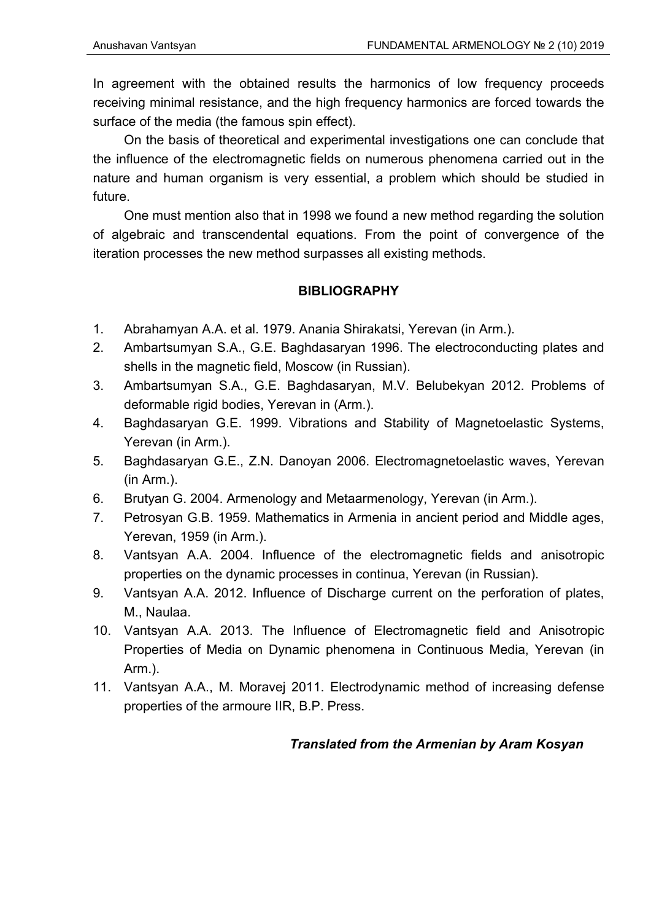In agreement with the obtained results the harmonics of low frequency proceeds receiving minimal resistance, and the high frequency harmonics are forced towards the surface of the media (the famous spin effect).

On the basis of theoretical and experimental investigations one can conclude that the influence of the electromagnetic fields on numerous phenomena carried out in the nature and human organism is very essential, a problem which should be studied in future.

One must mention also that in 1998 we found a new method regarding the solution of algebraic and transcendental equations. From the point of convergence of the iteration processes the new method surpasses all existing methods.

## BIBLIOGRAPHY

1. Abrahamyan A.A. et al. 1979. Anania Shirakatsi, Yerevan (in Arm.).
2. Ambartsumyan S.A., G.E. Baghdasaryan 1996. The electroconducting plates and shells in the magnetic field, Moscow (in Russian).
3. Ambartsumyan S.A., G.E. Baghdasaryan, M.V. Belubekyan 2012. Problems of deformable rigid bodies, Yerevan in (Arm.).
4. Baghdasaryan G.E. 1999. Vibrations and Stability of Magnetoelastic Systems, Yerevan (in Arm.).
5. Baghdasaryan G.E., Z.N. Danoyan 2006. Electromagnetoelastic waves, Yerevan (in Arm.).
6. Brutyan G. 2004. Armenology and Metaarmenology, Yerevan (in Arm.).
7. Petrosyan G.B. 1959. Mathematics in Armenia in ancient period and Middle ages, Yerevan, 1959 (in Arm.).
8. Vantsyan A.A. 2004. Influence of the electromagnetic fields and anisotropic properties on the dynamic processes in continua, Yerevan (in Russian).
9. Vantsyan A.A. 2012. Influence of Discharge current on the perforation of plates, M., Naulaa.
10. Vantsyan A.A. 2013. The Influence of Electromagnetic field and Anisotropic Properties of Media on Dynamic phenomena in Continuous Media, Yerevan (in Arm.).
11. Vantsyan A.A., M. Moravej 2011. Electrodynamic method of increasing defense properties of the armoure IIR, B.P. Press.

***Translated from the Armenian by Aram Kosyan***